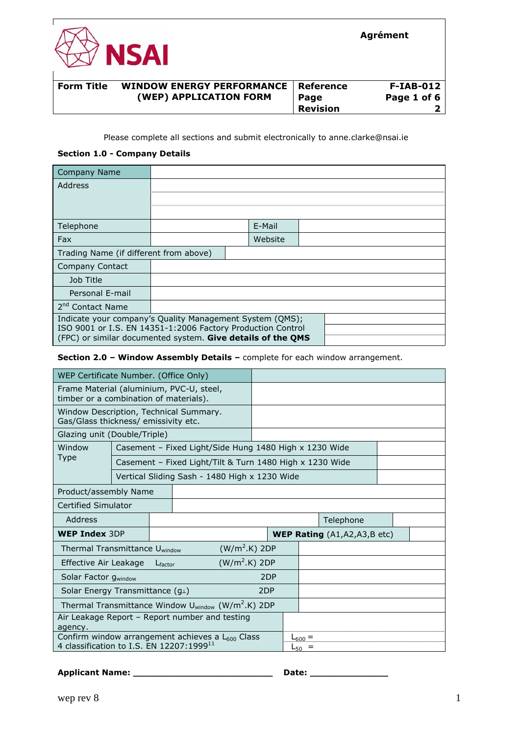NSAI

Agrément

| Form Title | WINDOW ENERGY PERFORMANCE (WEP) APPLICATION FORM | Reference | F-IAB-012 |
|---|---|---|---|
| | | Page | Page 1 of 6 |
| | | Revision | 2 |

Please complete all sections and submit electronically to anne.clarke@nsai.ie

**Section 1.0 - Company Details**

| Company Name | | | |
|---|---|---|---|
| Address | | | |
| Telephone | | E-Mail | |
| Fax | | Website | |
| Trading Name (if different from above) | | | |
| Company Contact | | | |
| Job Title | | | |
| Personal E-mail | | | |
| 2nd Contact Name | | | |
| Indicate your company's Quality Management System (QMS); ISO 9001 or I.S. EN 14351-1:2006 Factory Production Control (FPC) or similar documented system. **Give details of the QMS** | | | |

**Section 2.0 – Window Assembly Details –** complete for each window arrangement.

| WEP Certificate Number. (Office Only) | | | |
|---|---|---|---|
| Frame Material (aluminium, PVC-U, steel, timber or a combination of materials). | | | |
| Window Description, Technical Summary. Gas/Glass thickness/ emissivity etc. | | | |
| Glazing unit (Double/Triple) | | | |
| Window Type | Casement – Fixed Light/Side Hung 1480 High x 1230 Wide | | |
| | Casement – Fixed Light/Tilt & Turn 1480 High x 1230 Wide | | |
| | Vertical Sliding Sash - 1480 High x 1230 Wide | | |
| Product/assembly Name | | | |
| Certified Simulator | | | |
| Address | | Telephone | |
| **WEP Index** 3DP | | **WEP Rating** (A1,A2,A3,B etc) | |
| Thermal Transmittance $U_{window}$ | $(W/m^2.K)$ 2DP | | |
| Effective Air Leakage $L_{factor}$ | $(W/m^2.K)$ 2DP | | |
| Solar Factor $g_{window}$ | 2DP | | |
| Solar Energy Transmittance ($g_{\perp}$) | 2DP | | |
| Thermal Transmittance Window $U_{window}$ | $(W/m^2.K)$ 2DP | | |
| Air Leakage Report – Report number and testing agency. | | | |
| Confirm window arrangement achieves a $L_{600}$ Class 4 classification to I.S. EN 12207:1999[11] | $L_{600}$ = | | |
| | $L_{50}$ = | | |

**Applicant Name:** ___________________________ **Date:** _______________

wep rev 8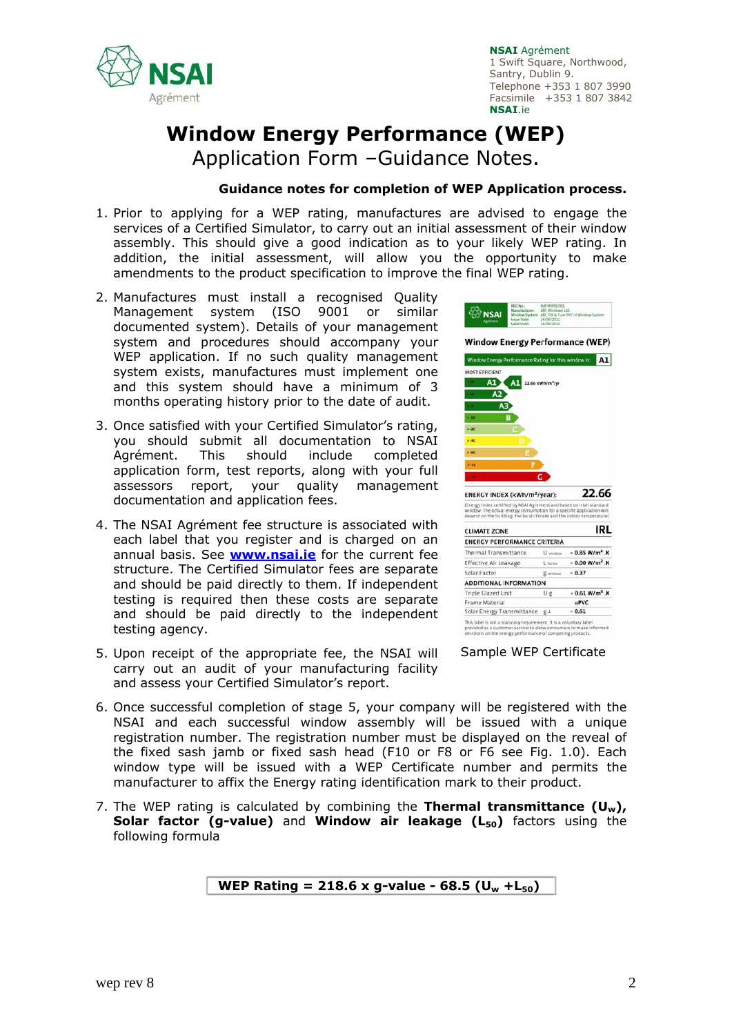**NSAI** Agrément
1 Swift Square, Northwood,
Santry, Dublin 9.
Telephone +353 1 807 3990
Facsimile +353 1 807 3842
**NSAI**.ie

# Window Energy Performance (WEP)

## Application Form –Guidance Notes.

**Guidance notes for completion of WEP Application process.**

1. Prior to applying for a WEP rating, manufactures are advised to engage the services of a Certified Simulator, to carry out an initial assessment of their window assembly. This should give a good indication as to your likely WEP rating. In addition, the initial assessment, will allow you the opportunity to make amendments to the product specification to improve the final WEP rating.

2. Manufactures must install a recognised Quality Management system (ISO 9001 or similar documented system). Details of your management system and procedures should accompany your WEP application. If no such quality management system exists, manufactures must implement one and this system should have a minimum of 3 months operating history prior to the date of audit.

3. Once satisfied with your Certified Simulator's rating, you should submit all documentation to NSAI Agrément. This should include completed application form, test reports, along with your full assessors report, your quality management documentation and application fees.

4. The NSAI Agrément fee structure is associated with each label that you register and is charged on an annual basis. See **[www.nsai.ie](http://www.nsai.ie)** for the current fee structure. The Certified Simulator fees are separate and should be paid directly to them. If independent testing is required then these costs are separate and should be paid directly to the independent testing agency.

5. Upon receipt of the appropriate fee, the NSAI will carry out an audit of your manufacturing facility and assess your Certified Simulator's report.

Sample WEP Certificate

6. Once successful completion of stage 5, your company will be registered with the NSAI and each successful window assembly will be issued with a unique registration number. The registration number must be displayed on the reveal of the fixed sash jamb or fixed sash head (F10 or F8 or F6 see Fig. 1.0). Each window type will be issued with a WEP Certificate number and permits the manufacturer to affix the Energy rating identification mark to their product.

7. The WEP rating is calculated by combining the **Thermal transmittance ($U_w$)**, **Solar factor (g-value)** and **Window air leakage ($L_{50}$)** factors using the following formula

$$\textbf{WEP Rating} = 218.6 \times g\text{-value} - 68.5\,(U_w + L_{50})$$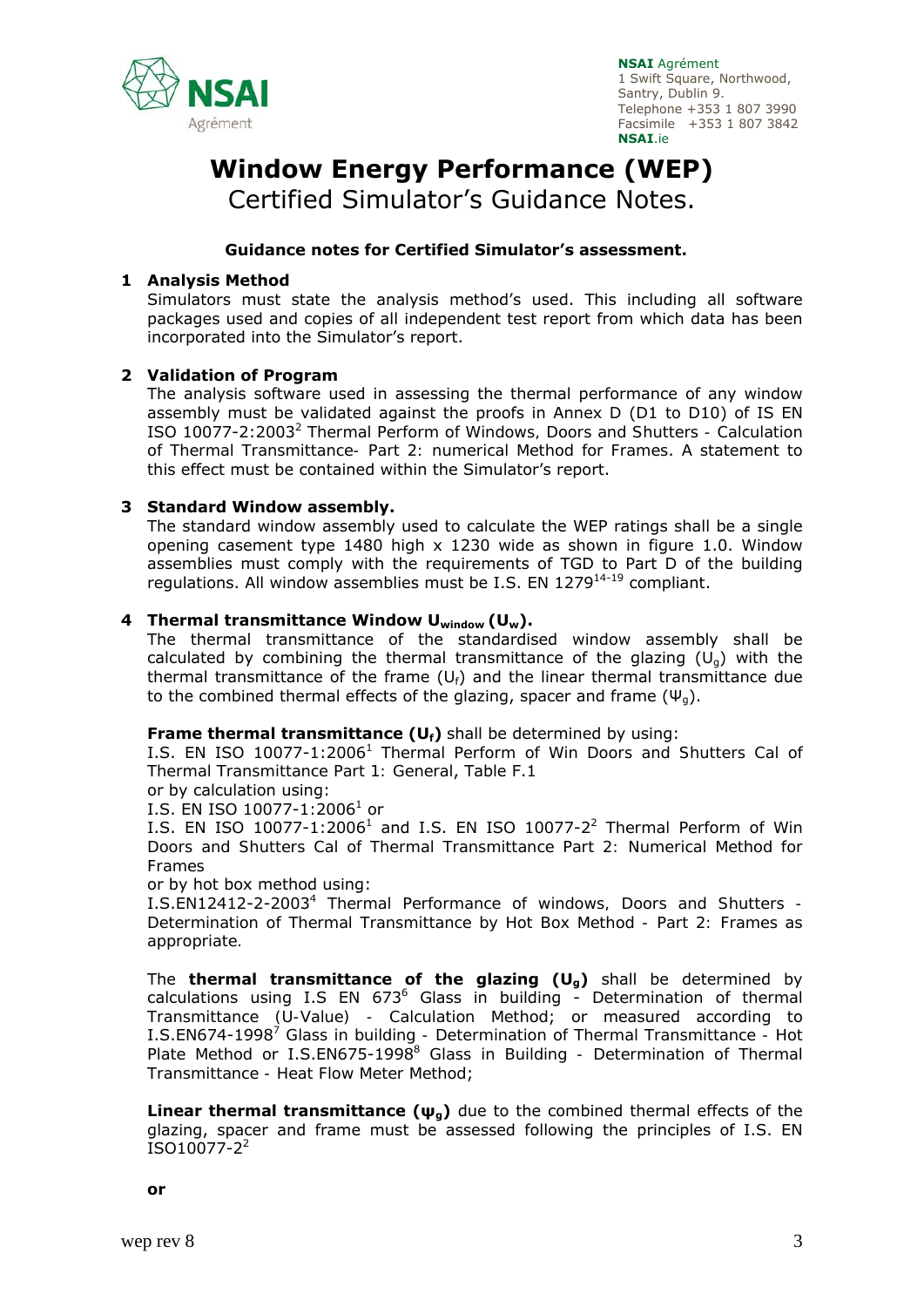NSAI Agrément
1 Swift Square, Northwood,
Santry, Dublin 9.
Telephone +353 1 807 3990
Facsimile +353 1 807 3842
NSAI.ie

# Window Energy Performance (WEP)

Certified Simulator's Guidance Notes.

**Guidance notes for Certified Simulator's assessment.**

## 1 Analysis Method

Simulators must state the analysis method's used. This including all software packages used and copies of all independent test report from which data has been incorporated into the Simulator's report.

## 2 Validation of Program

The analysis software used in assessing the thermal performance of any window assembly must be validated against the proofs in Annex D (D1 to D10) of IS EN ISO 10077-2:2003[2] Thermal Perform of Windows, Doors and Shutters - Calculation of Thermal Transmittance- Part 2: numerical Method for Frames. A statement to this effect must be contained within the Simulator's report.

## 3 Standard Window assembly.

The standard window assembly used to calculate the WEP ratings shall be a single opening casement type 1480 high x 1230 wide as shown in figure 1.0. Window assemblies must comply with the requirements of TGD to Part D of the building regulations. All window assemblies must be I.S. EN 1279[14-19] compliant.

## 4 Thermal transmittance Window $U_{window}$ ($U_w$).

The thermal transmittance of the standardised window assembly shall be calculated by combining the thermal transmittance of the glazing ($U_g$) with the thermal transmittance of the frame ($U_f$) and the linear thermal transmittance due to the combined thermal effects of the glazing, spacer and frame ($\Psi_g$).

**Frame thermal transmittance ($U_f$)** shall be determined by using:
I.S. EN ISO 10077-1:2006[1] Thermal Perform of Win Doors and Shutters Cal of Thermal Transmittance Part 1: General, Table F.1
or by calculation using:
I.S. EN ISO 10077-1:2006[1] or
I.S. EN ISO 10077-1:2006[1] and I.S. EN ISO 10077-2[2] Thermal Perform of Win Doors and Shutters Cal of Thermal Transmittance Part 2: Numerical Method for Frames
or by hot box method using:
I.S.EN12412-2-2003[4] Thermal Performance of windows, Doors and Shutters - Determination of Thermal Transmittance by Hot Box Method - Part 2: Frames as appropriate.

The **thermal transmittance of the glazing ($U_g$)** shall be determined by calculations using I.S EN 673[6] Glass in building - Determination of thermal Transmittance (U-Value) - Calculation Method; or measured according to I.S.EN674-1998[7] Glass in building - Determination of Thermal Transmittance - Hot Plate Method or I.S.EN675-1998[8] Glass in Building - Determination of Thermal Transmittance - Heat Flow Meter Method;

**Linear thermal transmittance ($\psi_g$)** due to the combined thermal effects of the glazing, spacer and frame must be assessed following the principles of I.S. EN ISO10077-2[2]

**or**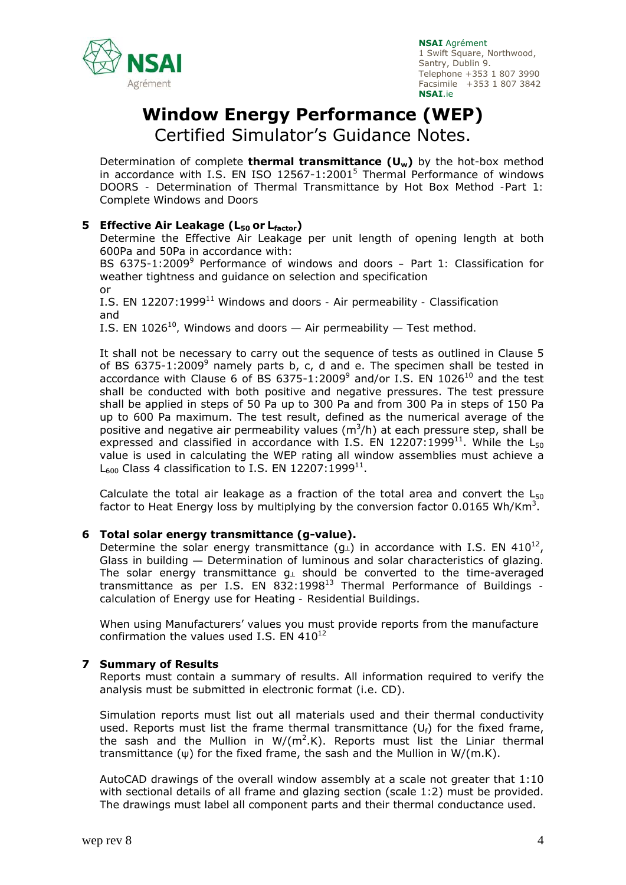# Window Energy Performance (WEP)

## Certified Simulator's Guidance Notes.

Determination of complete **thermal transmittance ($U_w$)** by the hot-box method in accordance with I.S. EN ISO 12567-1:2001[5] Thermal Performance of windows DOORS - Determination of Thermal Transmittance by Hot Box Method -Part 1: Complete Windows and Doors

### 5 Effective Air Leakage ($L_{50}$ or $L_{factor}$)

Determine the Effective Air Leakage per unit length of opening length at both 600Pa and 50Pa in accordance with:

BS 6375-1:2009[9] Performance of windows and doors – Part 1: Classification for weather tightness and guidance on selection and specification

or

I.S. EN 12207:1999[11] Windows and doors - Air permeability - Classification

and

I.S. EN 1026[10], Windows and doors — Air permeability — Test method.

It shall not be necessary to carry out the sequence of tests as outlined in Clause 5 of BS 6375-1:2009[9] namely parts b, c, d and e. The specimen shall be tested in accordance with Clause 6 of BS 6375-1:2009[9] and/or I.S. EN 1026[10] and the test shall be conducted with both positive and negative pressures. The test pressure shall be applied in steps of 50 Pa up to 300 Pa and from 300 Pa in steps of 150 Pa up to 600 Pa maximum. The test result, defined as the numerical average of the positive and negative air permeability values ($m^3/h$) at each pressure step, shall be expressed and classified in accordance with I.S. EN 12207:1999[11]. While the $L_{50}$ value is used in calculating the WEP rating all window assemblies must achieve a $L_{600}$ Class 4 classification to I.S. EN 12207:1999[11].

Calculate the total air leakage as a fraction of the total area and convert the $L_{50}$ factor to Heat Energy loss by multiplying by the conversion factor 0.0165 $Wh/Km^3$.

### 6 Total solar energy transmittance (g-value).

Determine the solar energy transmittance ($g_\perp$) in accordance with I.S. EN 410[12], Glass in building — Determination of luminous and solar characteristics of glazing. The solar energy transmittance $g_\perp$ should be converted to the time-averaged transmittance as per I.S. EN 832:1998[13] Thermal Performance of Buildings - calculation of Energy use for Heating - Residential Buildings.

When using Manufacturers' values you must provide reports from the manufacture confirmation the values used I.S. EN 410[12]

### 7 Summary of Results

Reports must contain a summary of results. All information required to verify the analysis must be submitted in electronic format (i.e. CD).

Simulation reports must list out all materials used and their thermal conductivity used. Reports must list the frame thermal transmittance ($U_f$) for the fixed frame, the sash and the Mullion in $W/(m^2.K)$. Reports must list the Liniar thermal transmittance ($\psi$) for the fixed frame, the sash and the Mullion in $W/(m.K)$.

AutoCAD drawings of the overall window assembly at a scale not greater that 1:10 with sectional details of all frame and glazing section (scale 1:2) must be provided. The drawings must label all component parts and their thermal conductance used.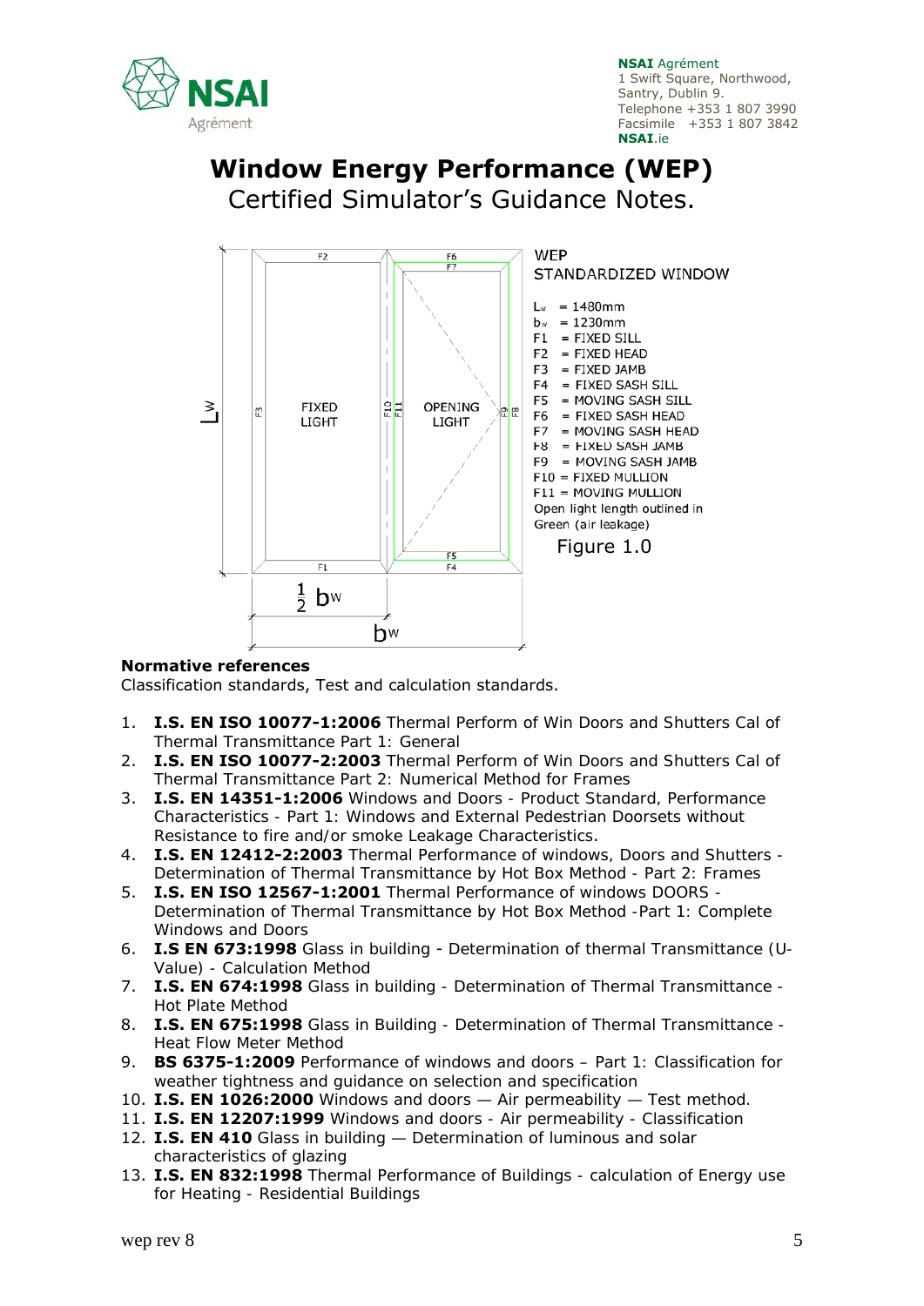# Window Energy Performance (WEP)

Certified Simulator's Guidance Notes.

WEP

STANDARDIZED WINDOW

$L_w$ = 1480mm

$b_w$ = 1230mm

F1 = FIXED SILL

F2 = FIXED HEAD

F3 = FIXED JAMB

F4 = FIXED SASH SILL

F5 = MOVING SASH SILL

F6 = FIXED SASH HEAD

F7 = MOVING SASH HEAD

F8 = FIXED SASH JAMB

F9 = MOVING SASH JAMB

F10 = FIXED MULLION

F11 = MOVING MULLION

Open light length outlined in Green (air leakage)

Figure 1.0

**Normative references**

Classification standards, Test and calculation standards.

1. **I.S. EN ISO 10077-1:2006** Thermal Perform of Win Doors and Shutters Cal of Thermal Transmittance Part 1: General
2. **I.S. EN ISO 10077-2:2003** Thermal Perform of Win Doors and Shutters Cal of Thermal Transmittance Part 2: Numerical Method for Frames
3. **I.S. EN 14351-1:2006** Windows and Doors - Product Standard, Performance Characteristics - Part 1: Windows and External Pedestrian Doorsets without Resistance to fire and/or smoke Leakage Characteristics.
4. **I.S. EN 12412-2:2003** Thermal Performance of windows, Doors and Shutters - Determination of Thermal Transmittance by Hot Box Method - Part 2: Frames
5. **I.S. EN ISO 12567-1:2001** Thermal Performance of windows DOORS - Determination of Thermal Transmittance by Hot Box Method -Part 1: Complete Windows and Doors
6. **I.S EN 673:1998** Glass in building - Determination of thermal Transmittance (U-Value) - Calculation Method
7. **I.S. EN 674:1998** Glass in building - Determination of Thermal Transmittance - Hot Plate Method
8. **I.S. EN 675:1998** Glass in Building - Determination of Thermal Transmittance - Heat Flow Meter Method
9. **BS 6375-1:2009** Performance of windows and doors – Part 1: Classification for weather tightness and guidance on selection and specification
10. **I.S. EN 1026:2000** Windows and doors — Air permeability — Test method.
11. **I.S. EN 12207:1999** Windows and doors - Air permeability - Classification
12. **I.S. EN 410** Glass in building — Determination of luminous and solar characteristics of glazing
13. **I.S. EN 832:1998** Thermal Performance of Buildings - calculation of Energy use for Heating - Residential Buildings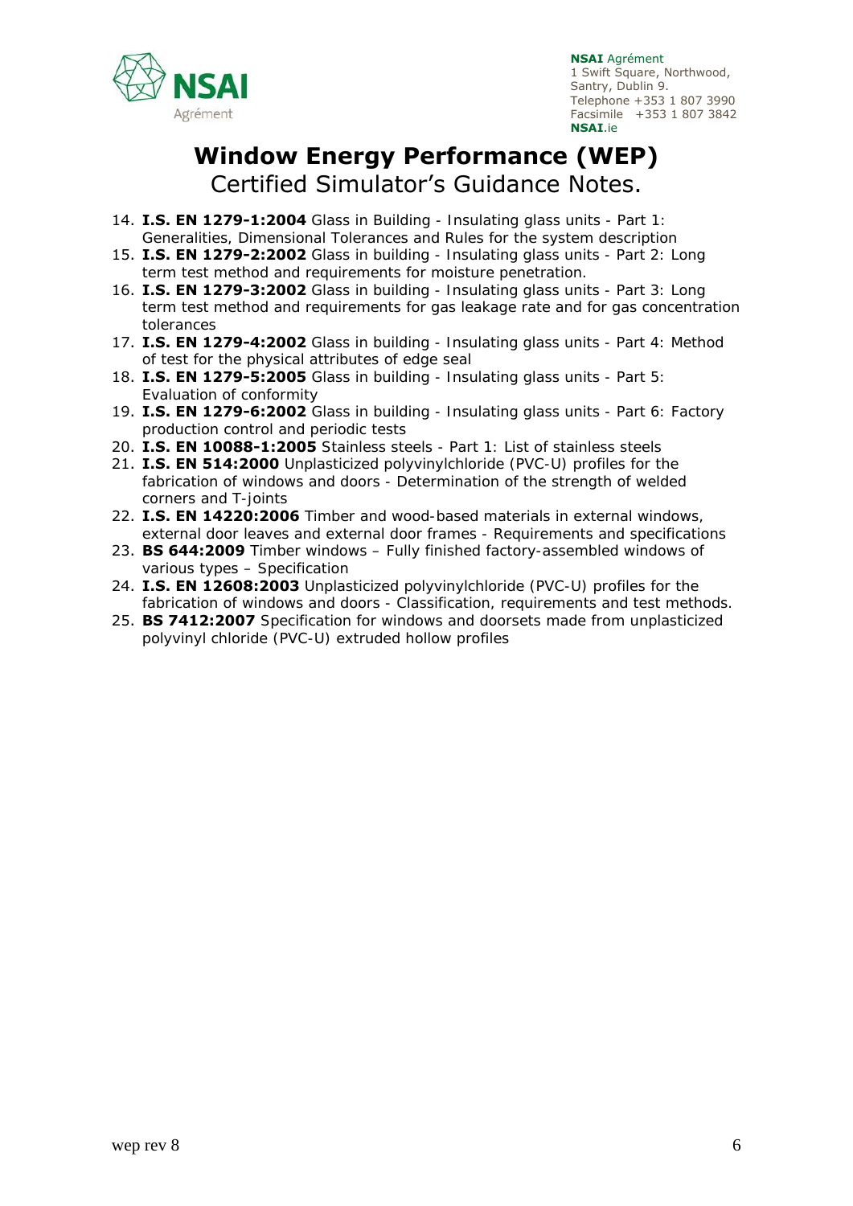14. **I.S. EN 1279-1:2004** Glass in Building - Insulating glass units - Part 1: Generalities, Dimensional Tolerances and Rules for the system description
15. **I.S. EN 1279-2:2002** Glass in building - Insulating glass units - Part 2: Long term test method and requirements for moisture penetration.
16. **I.S. EN 1279-3:2002** Glass in building - Insulating glass units - Part 3: Long term test method and requirements for gas leakage rate and for gas concentration tolerances
17. **I.S. EN 1279-4:2002** Glass in building - Insulating glass units - Part 4: Method of test for the physical attributes of edge seal
18. **I.S. EN 1279-5:2005** Glass in building - Insulating glass units - Part 5: Evaluation of conformity
19. **I.S. EN 1279-6:2002** Glass in building - Insulating glass units - Part 6: Factory production control and periodic tests
20. **I.S. EN 10088-1:2005** Stainless steels - Part 1: List of stainless steels
21. **I.S. EN 514:2000** Unplasticized polyvinylchloride (PVC-U) profiles for the fabrication of windows and doors - Determination of the strength of welded corners and T-joints
22. **I.S. EN 14220:2006** Timber and wood-based materials in external windows, external door leaves and external door frames - Requirements and specifications
23. **BS 644:2009** Timber windows – Fully finished factory-assembled windows of various types – Specification
24. **I.S. EN 12608:2003** Unplasticized polyvinylchloride (PVC-U) profiles for the fabrication of windows and doors - Classification, requirements and test methods.
25. **BS 7412:2007** Specification for windows and doorsets made from unplasticized polyvinyl chloride (PVC-U) extruded hollow profiles